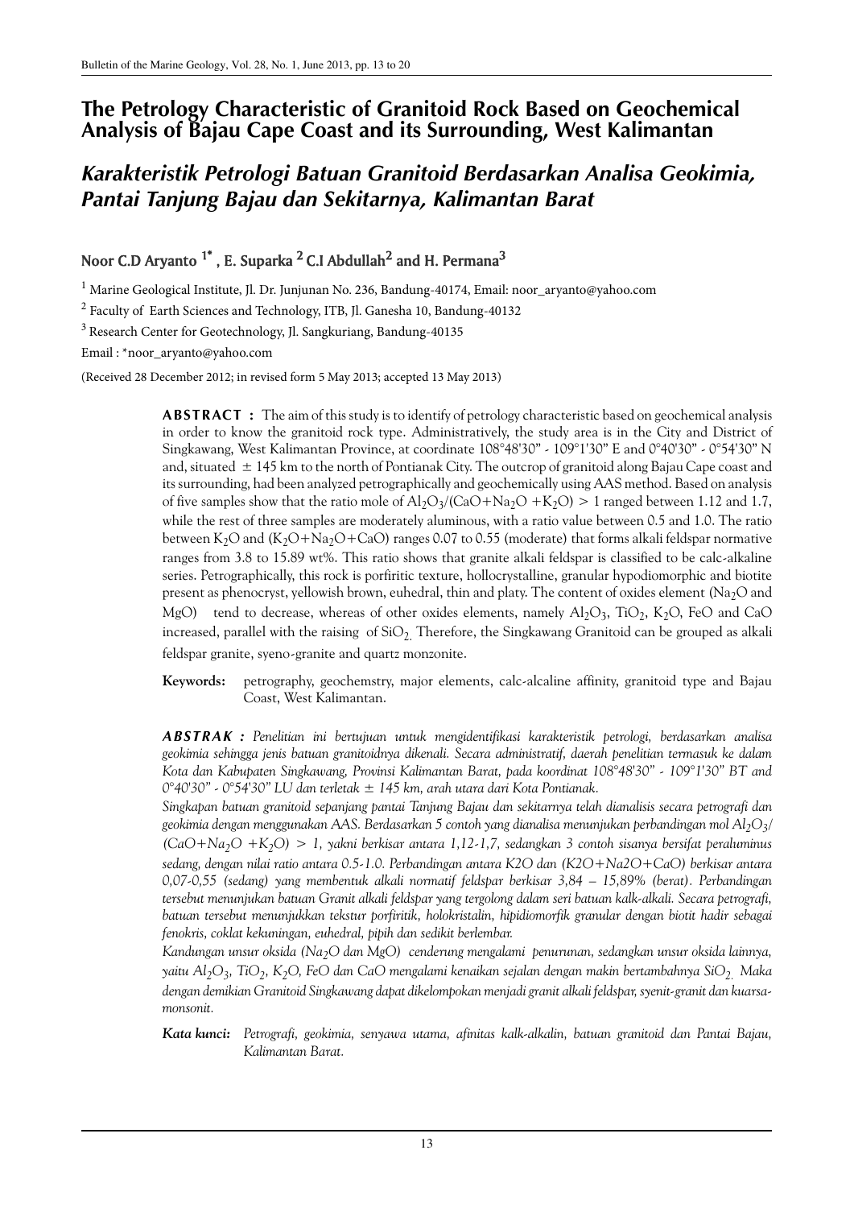# The Petrology Characteristic of Granitoid Rock Based on Geochemical Analysis of Bajau Cape Coast and its Surrounding, West Kalimantan

## *Karakteristik Petrologi Batuan Granitoid Berdasarkan Analisa Geokimia, Pantai Tanjung Bajau dan Sekitarnya, Kalimantan Barat*

**Noor C.D Aryanto [1*], E. Suparka [2] C.I Abdullah[2] and H. Permana[3]**

[1] Marine Geological Institute, Jl. Dr. Junjunan No. 236, Bandung-40174, Email: noor_aryanto@yahoo.com

[2] Faculty of Earth Sciences and Technology, ITB, Jl. Ganesha 10, Bandung-40132

[3] Research Center for Geotechnology, Jl. Sangkuriang, Bandung-40135

Email : *noor_aryanto@yahoo.com

(Received 28 December 2012; in revised form 5 May 2013; accepted 13 May 2013)

**ABSTRACT :** The aim of this study is to identify of petrology characteristic based on geochemical analysis in order to know the granitoid rock type. Administratively, the study area is in the City and District of Singkawang, West Kalimantan Province, at coordinate 108°48'30" - 109°1'30" E and 0°40'30" - 0°54'30" N and, situated ± 145 km to the north of Pontianak City. The outcrop of granitoid along Bajau Cape coast and its surrounding, had been analyzed petrographically and geochemically using AAS method. Based on analysis of five samples show that the ratio mole of $Al_2O_3/(CaO+Na_2O+K_2O) > 1$ ranged between 1.12 and 1.7, while the rest of three samples are moderately aluminous, with a ratio value between 0.5 and 1.0. The ratio between $K_2O$ and ($K_2O+Na_2O+CaO$) ranges 0.07 to 0.55 (moderate) that forms alkali feldspar normative ranges from 3.8 to 15.89 wt%. This ratio shows that granite alkali feldspar is classified to be calc-alkaline series. Petrographically, this rock is porfiritic texture, hollocrystalline, granular hypodiomorphic and biotite present as phenocryst, yellowish brown, euhedral, thin and platy. The content of oxides element ($Na_2O$ and $MgO$) tend to decrease, whereas of other oxides elements, namely $Al_2O_3$, $TiO_2$, $K_2O$, FeO and CaO increased, parallel with the raising of $SiO_2$. Therefore, the Singkawang Granitoid can be grouped as alkali feldspar granite, syeno-granite and quartz monzonite.

**Keywords:** petrography, geochemstry, major elements, calc-alcaline affinity, granitoid type and Bajau Coast, West Kalimantan.

***ABSTRAK :*** *Penelitian ini bertujuan untuk mengidentifikasi karakteristik petrologi, berdasarkan analisa geokimia sehingga jenis batuan granitoidnya dikenali. Secara administratif, daerah penelitian termasuk ke dalam Kota dan Kabupaten Singkawang, Provinsi Kalimantan Barat, pada koordinat 108°48'30" - 109°1'30" BT and 0°40'30" - 0°54'30" LU dan terletak ± 145 km, arah utara dari Kota Pontianak.*

*Singkapan batuan granitoid sepanjang pantai Tanjung Bajau dan sekitarnya telah dianalisis secara petrografi dan geokimia dengan menggunakan AAS. Berdasarkan 5 contoh yang dianalisa menunjukan perbandingan mol $Al_2O_3/(CaO+Na_2O+K_2O) > 1$, yakni berkisar antara 1,12-1,7, sedangkan 3 contoh sisanya bersifat peraluminus sedang, dengan nilai ratio antara 0.5-1.0. Perbandingan antara K2O dan (K2O+Na2O+CaO) berkisar antara 0,07-0,55 (sedang) yang membentuk alkali normatif feldspar berkisar 3,84 – 15,89% (berat). Perbandingan tersebut menunjukan batuan Granit alkali feldspar yang tergolong dalam seri batuan kalk-alkali. Secara petrografi, batuan tersebut menunjukkan tekstur porfiritik, holokristalin, hipidiomorfik granular dengan biotit hadir sebagai fenokris, coklat kekuningan, euhedral, pipih dan sedikit berlembar.*

*Kandungan unsur oksida ($Na_2O$ dan MgO) cenderung mengalami penurunan, sedangkan unsur oksida lainnya, yaitu $Al_2O_3$, $TiO_2$, $K_2O$, FeO dan CaO mengalami kenaikan sejalan dengan makin bertambahnya $SiO_2$. Maka dengan demikian Granitoid Singkawang dapat dikelompokan menjadi granit alkali feldspar, syenit-granit dan kuarsa-monsonit.*

***Kata kunci:*** *Petrografi, geokimia, senyawa utama, afinitas kalk-alkalin, batuan granitoid dan Pantai Bajau, Kalimantan Barat.*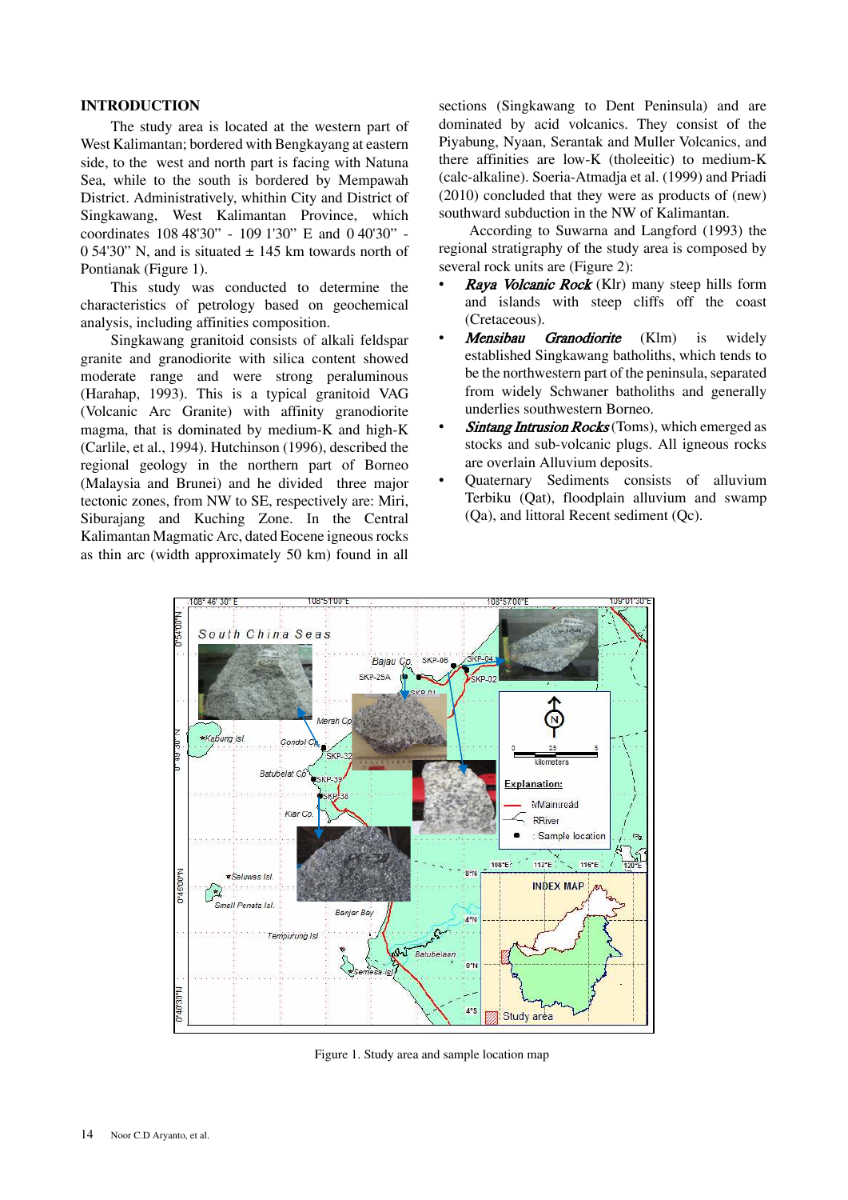## INTRODUCTION

The study area is located at the western part of West Kalimantan; bordered with Bengkayang at eastern side, to the west and north part is facing with Natuna Sea, while to the south is bordered by Mempawah District. Administratively, whithin City and District of Singkawang, West Kalimantan Province, which coordinates 108 48'30" - 109 1'30" E and 0 40'30" - 0 54'30" N, and is situated ± 145 km towards north of Pontianak (Figure 1).

This study was conducted to determine the characteristics of petrology based on geochemical analysis, including affinities composition.

Singkawang granitoid consists of alkali feldspar granite and granodiorite with silica content showed moderate range and were strong peraluminous (Harahap, 1993). This is a typical granitoid VAG (Volcanic Arc Granite) with affinity granodiorite magma, that is dominated by medium-K and high-K (Carlile, et al., 1994). Hutchinson (1996), described the regional geology in the northern part of Borneo (Malaysia and Brunei) and he divided three major tectonic zones, from NW to SE, respectively are: Miri, Siburajang and Kuching Zone. In the Central Kalimantan Magmatic Arc, dated Eocene igneous rocks as thin arc (width approximately 50 km) found in all sections (Singkawang to Dent Peninsula) and are dominated by acid volcanics. They consist of the Piyabung, Nyaan, Serantak and Muller Volcanics, and there affinities are low-K (tholeeitic) to medium-K (calc-alkaline). Soeria-Atmadja et al. (1999) and Priadi (2010) concluded that they were as products of (new) southward subduction in the NW of Kalimantan.

According to Suwarna and Langford (1993) the regional stratigraphy of the study area is composed by several rock units are (Figure 2):

- ***Raya Volcanic Rock*** (Klr) many steep hills form and islands with steep cliffs off the coast (Cretaceous).
- ***Mensibau Granodiorite*** (Klm) is widely established Singkawang batholiths, which tends to be the northwestern part of the peninsula, separated from widely Schwaner batholiths and generally underlies southwestern Borneo.
- ***Sintang Intrusion Rocks*** (Toms), which emerged as stocks and sub-volcanic plugs. All igneous rocks are overlain Alluvium deposits.
- Quaternary Sediments consists of alluvium Terbiku (Qat), floodplain alluvium and swamp (Qa), and littoral Recent sediment (Qc).

Figure 1. Study area and sample location map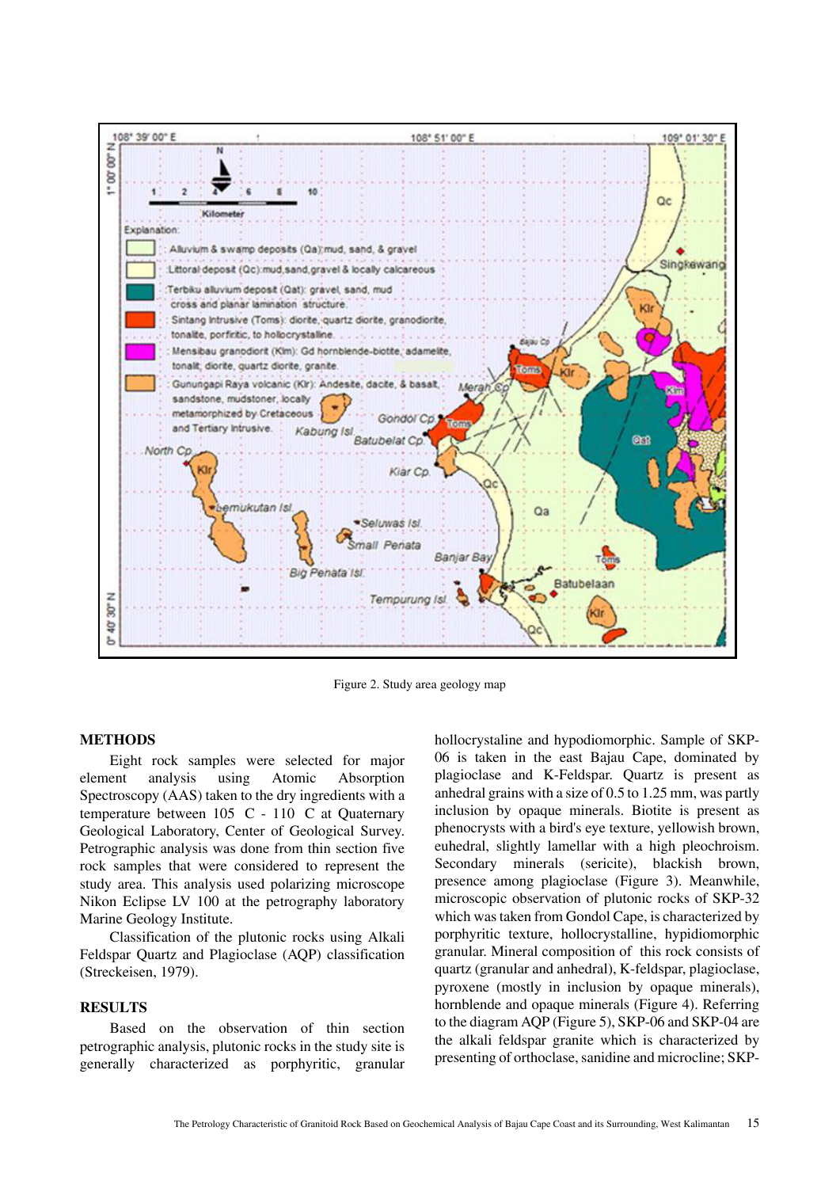Figure 2. Study area geology map

## METHODS

Eight rock samples were selected for major element analysis using Atomic Absorption Spectroscopy (AAS) taken to the dry ingredients with a temperature between 105 C - 110 C at Quaternary Geological Laboratory, Center of Geological Survey. Petrographic analysis was done from thin section five rock samples that were considered to represent the study area. This analysis used polarizing microscope Nikon Eclipse LV 100 at the petrography laboratory Marine Geology Institute.

Classification of the plutonic rocks using Alkali Feldspar Quartz and Plagioclase (AQP) classification (Streckeisen, 1979).

## RESULTS

Based on the observation of thin section petrographic analysis, plutonic rocks in the study site is generally characterized as porphyritic, granular hollocrystaline and hypodiomorphic. Sample of SKP-06 is taken in the east Bajau Cape, dominated by plagioclase and K-Feldspar. Quartz is present as anhedral grains with a size of 0.5 to 1.25 mm, was partly inclusion by opaque minerals. Biotite is present as phenocrysts with a bird's eye texture, yellowish brown, euhedral, slightly lamellar with a high pleochroism. Secondary minerals (sericite), blackish brown, presence among plagioclase (Figure 3). Meanwhile, microscopic observation of plutonic rocks of SKP-32 which was taken from Gondol Cape, is characterized by porphyritic texture, hollocrystalline, hypidiomorphic granular. Mineral composition of this rock consists of quartz (granular and anhedral), K-feldspar, plagioclase, pyroxene (mostly in inclusion by opaque minerals), hornblende and opaque minerals (Figure 4). Referring to the diagram AQP (Figure 5), SKP-06 and SKP-04 are the alkali feldspar granite which is characterized by presenting of orthoclase, sanidine and microcline; SKP-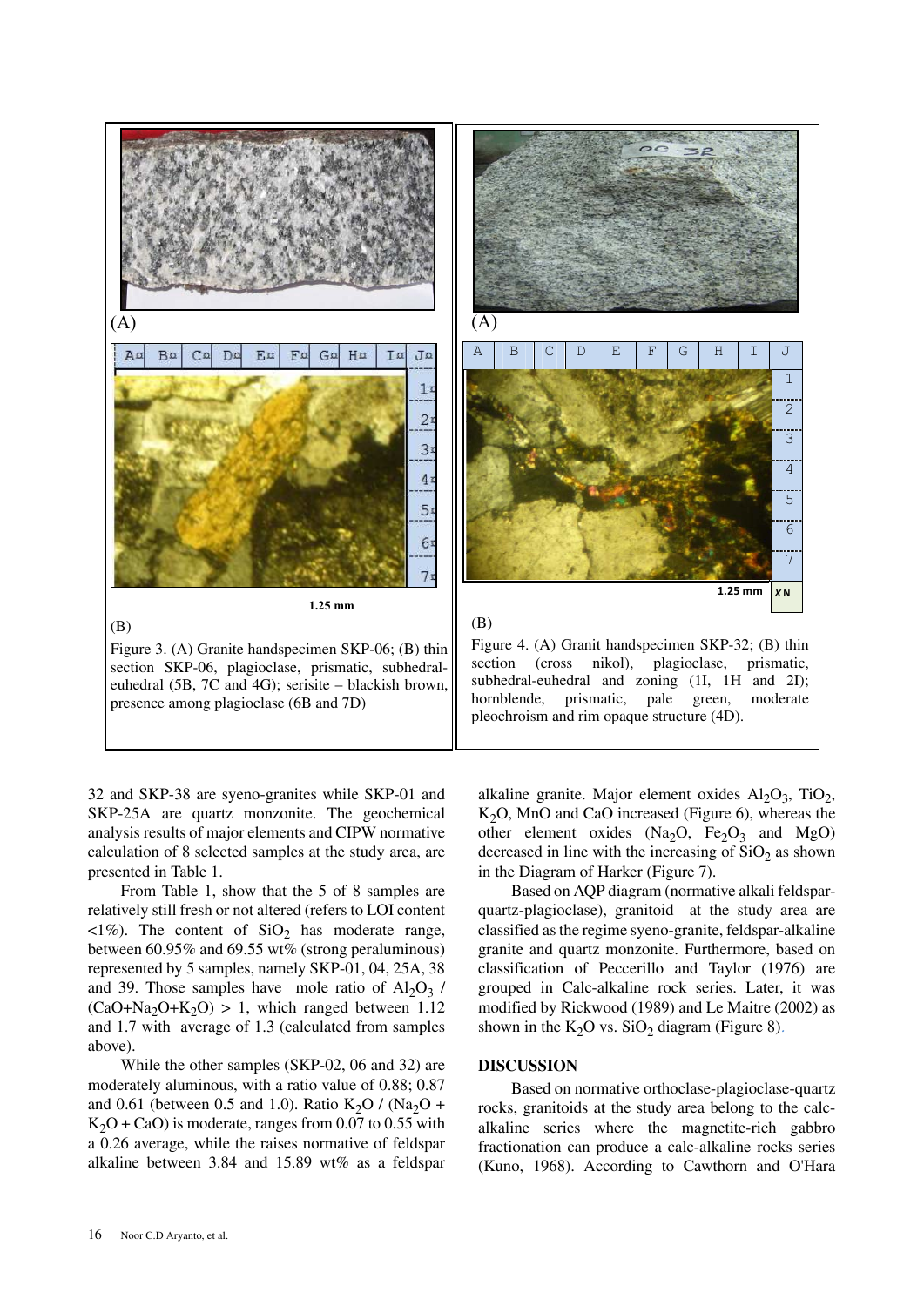(A)

(B)

Figure 3. (A) Granite handspecimen SKP-06; (B) thin section SKP-06, plagioclase, prismatic, subhedral-euhedral (5B, 7C and 4G); serisite – blackish brown, presence among plagioclase (6B and 7D)

(A)

(B)

Figure 4. (A) Granit handspecimen SKP-32; (B) thin section (cross nikol), plagioclase, prismatic, subhedral-euhedral and zoning (1I, 1H and 2I); hornblende, prismatic, pale green, moderate pleochroism and rim opaque structure (4D).

32 and SKP-38 are syeno-granites while SKP-01 and SKP-25A are quartz monzonite. The geochemical analysis results of major elements and CIPW normative calculation of 8 selected samples at the study area, are presented in Table 1.

From Table 1, show that the 5 of 8 samples are relatively still fresh or not altered (refers to LOI content <1%). The content of $SiO_2$ has moderate range, between 60.95% and 69.55 wt% (strong peraluminous) represented by 5 samples, namely SKP-01, 04, 25A, 38 and 39. Those samples have mole ratio of $Al_2O_3$ / $(CaO+Na_2O+K_2O)$ > 1, which ranged between 1.12 and 1.7 with average of 1.3 (calculated from samples above).

While the other samples (SKP-02, 06 and 32) are moderately aluminous, with a ratio value of 0.88; 0.87 and 0.61 (between 0.5 and 1.0). Ratio $K_2O$ / $(Na_2O + K_2O + CaO)$ is moderate, ranges from 0.07 to 0.55 with a 0.26 average, while the raises normative of feldspar alkaline between 3.84 and 15.89 wt% as a feldspar alkaline granite. Major element oxides $Al_2O_3$, $TiO_2$, $K_2O$, MnO and CaO increased (Figure 6), whereas the other element oxides ($Na_2O$, $Fe_2O_3$ and MgO) decreased in line with the increasing of $SiO_2$ as shown in the Diagram of Harker (Figure 7).

Based on AQP diagram (normative alkali feldspar-quartz-plagioclase), granitoid at the study area are classified as the regime syeno-granite, feldspar-alkaline granite and quartz monzonite. Furthermore, based on classification of Peccerillo and Taylor (1976) are grouped in Calc-alkaline rock series. Later, it was modified by Rickwood (1989) and Le Maitre (2002) as shown in the $K_2O$ vs. $SiO_2$ diagram (Figure 8).

## DISCUSSION

Based on normative orthoclase-plagioclase-quartz rocks, granitoids at the study area belong to the calc-alkaline series where the magnetite-rich gabbro fractionation can produce a calc-alkaline rocks series (Kuno, 1968). According to Cawthorn and O'Hara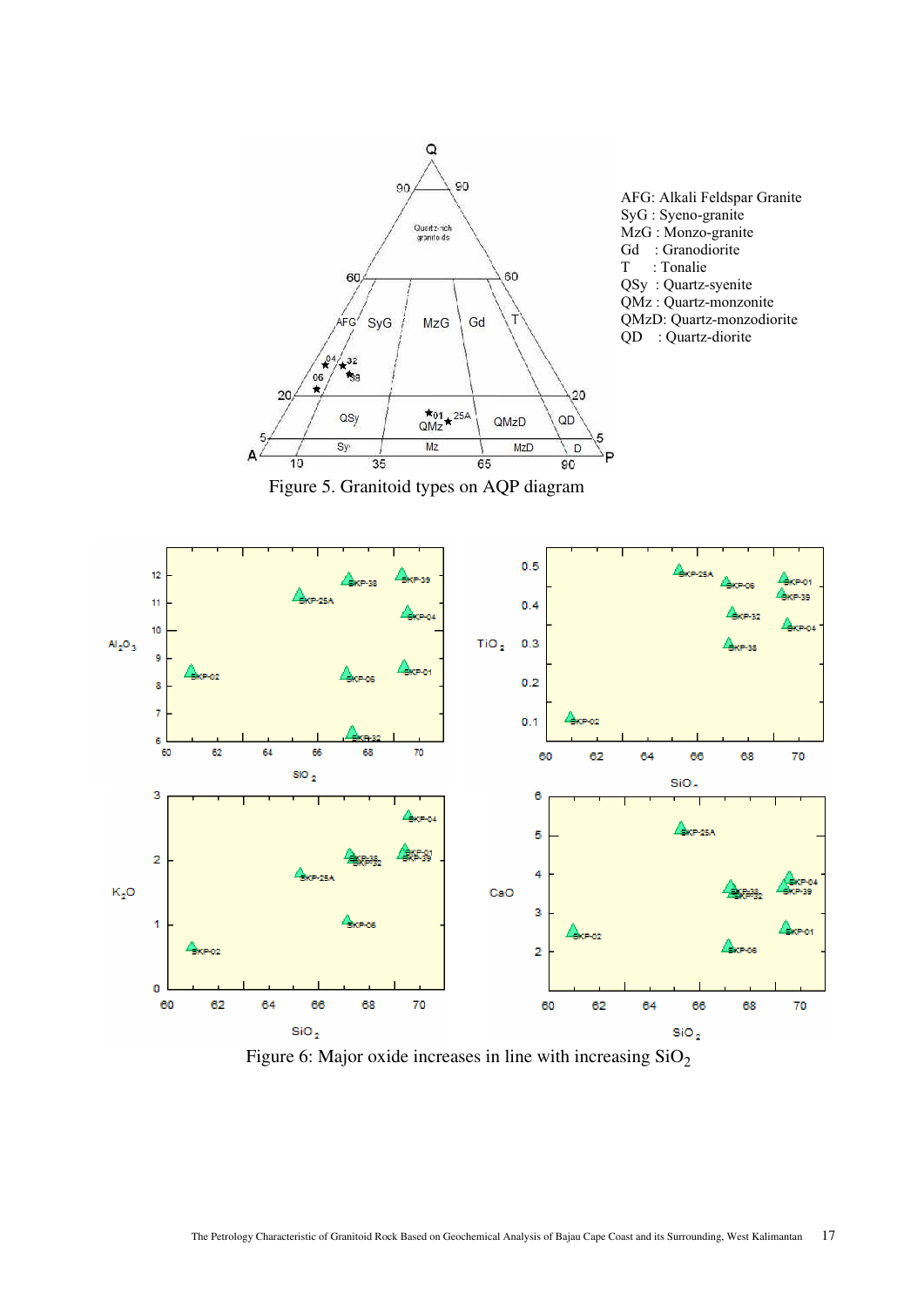AFG: Alkali Feldspar Granite
SyG : Syeno-granite
MzG : Monzo-granite
Gd : Granodiorite
T : Tonalie
QSy : Quartz-syenite
QMz : Quartz-monzonite
QMzD: Quartz-monzodiorite
QD : Quartz-diorite

Figure 5. Granitoid types on AQP diagram

Figure 6: Major oxide increases in line with increasing $SiO_2$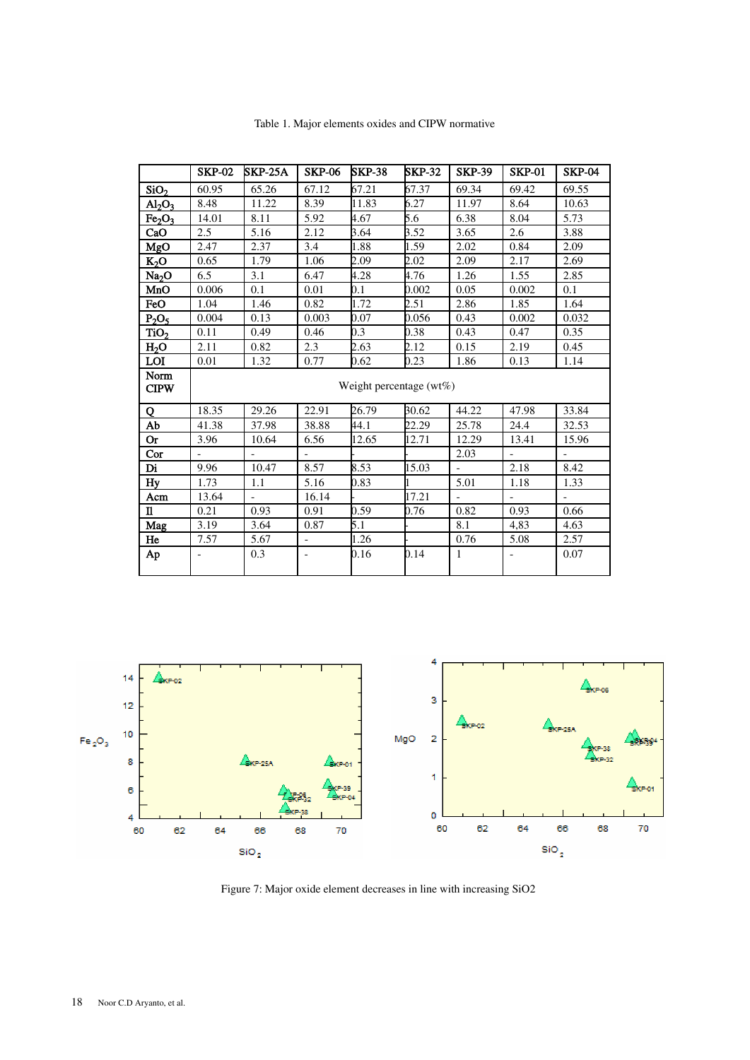Table 1. Major elements oxides and CIPW normative

| | SKP-02 | SKP-25A | SKP-06 | SKP-38 | SKP-32 | SKP-39 | SKP-01 | SKP-04 |
|---|---|---|---|---|---|---|---|---|
| $SiO_2$ | 60.95 | 65.26 | 67.12 | 67.21 | 67.37 | 69.34 | 69.42 | 69.55 |
| $Al_2O_3$ | 8.48 | 11.22 | 8.39 | 11.83 | 6.27 | 11.97 | 8.64 | 10.63 |
| $Fe_2O_3$ | 14.01 | 8.11 | 5.92 | 4.67 | 5.6 | 6.38 | 8.04 | 5.73 |
| CaO | 2.5 | 5.16 | 2.12 | 3.64 | 3.52 | 3.65 | 2.6 | 3.88 |
| MgO | 2.47 | 2.37 | 3.4 | 1.88 | 1.59 | 2.02 | 0.84 | 2.09 |
| $K_2O$ | 0.65 | 1.79 | 1.06 | 2.09 | 2.02 | 2.09 | 2.17 | 2.69 |
| $Na_2O$ | 6.5 | 3.1 | 6.47 | 4.28 | 4.76 | 1.26 | 1.55 | 2.85 |
| MnO | 0.006 | 0.1 | 0.01 | 0.1 | 0.002 | 0.05 | 0.002 | 0.1 |
| FeO | 1.04 | 1.46 | 0.82 | 1.72 | 2.51 | 2.86 | 1.85 | 1.64 |
| $P_2O_5$ | 0.004 | 0.13 | 0.003 | 0.07 | 0.056 | 0.43 | 0.002 | 0.032 |
| $TiO_2$ | 0.11 | 0.49 | 0.46 | 0.3 | 0.38 | 0.43 | 0.47 | 0.35 |
| $H_2O$ | 2.11 | 0.82 | 2.3 | 2.63 | 2.12 | 0.15 | 2.19 | 0.45 |
| LOI | 0.01 | 1.32 | 0.77 | 0.62 | 0.23 | 1.86 | 0.13 | 1.14 |
| Norm CIPW | Weight percentage (wt%) | | | | | | | |
| Q | 18.35 | 29.26 | 22.91 | 26.79 | 30.62 | 44.22 | 47.98 | 33.84 |
| Ab | 41.38 | 37.98 | 38.88 | 44.1 | 22.29 | 25.78 | 24.4 | 32.53 |
| Or | 3.96 | 10.64 | 6.56 | 12.65 | 12.71 | 12.29 | 13.41 | 15.96 |
| Cor | - | - | - | | | 2.03 | - | - |
| Di | 9.96 | 10.47 | 8.57 | 8.53 | 15.03 | - | 2.18 | 8.42 |
| Hy | 1.73 | 1.1 | 5.16 | 0.83 | 1 | 5.01 | 1.18 | 1.33 |
| Acm | 13.64 | - | 16.14 | | 17.21 | - | - | - |
| Il | 0.21 | 0.93 | 0.91 | 0.59 | 0.76 | 0.82 | 0.93 | 0.66 |
| Mag | 3.19 | 3.64 | 0.87 | 5.1 | | 8.1 | 4,83 | 4.63 |
| He | 7.57 | 5.67 | - | 1.26 | | 0.76 | 5.08 | 2.57 |
| Ap | - | 0.3 | - | 0.16 | 0.14 | 1 | - | 0.07 |

Figure 7: Major oxide element decreases in line with increasing SiO2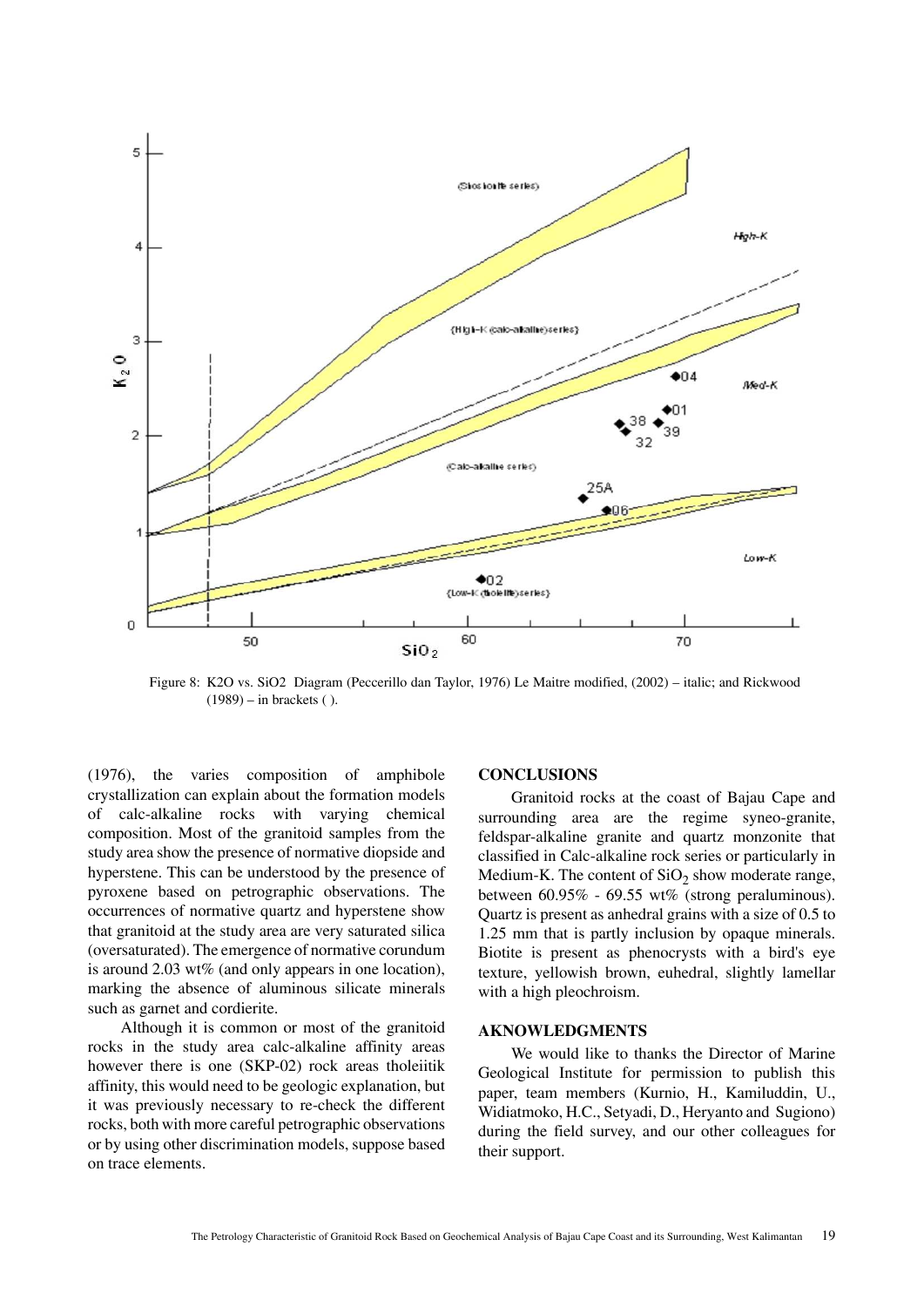Figure 8: K2O vs. SiO2 Diagram (Peccerillo dan Taylor, 1976) Le Maitre modified, (2002) – italic; and Rickwood (1989) – in brackets ( ).

(1976), the varies composition of amphibole crystallization can explain about the formation models of calc-alkaline rocks with varying chemical composition. Most of the granitoid samples from the study area show the presence of normative diopside and hyperstene. This can be understood by the presence of pyroxene based on petrographic observations. The occurrences of normative quartz and hyperstene show that granitoid at the study area are very saturated silica (oversaturated). The emergence of normative corundum is around 2.03 wt% (and only appears in one location), marking the absence of aluminous silicate minerals such as garnet and cordierite.

Although it is common or most of the granitoid rocks in the study area calc-alkaline affinity areas however there is one (SKP-02) rock areas tholeiitik affinity, this would need to be geologic explanation, but it was previously necessary to re-check the different rocks, both with more careful petrographic observations or by using other discrimination models, suppose based on trace elements.

## CONCLUSIONS

Granitoid rocks at the coast of Bajau Cape and surrounding area are the regime syneo-granite, feldspar-alkaline granite and quartz monzonite that classified in Calc-alkaline rock series or particularly in Medium-K. The content of $SiO_2$ show moderate range, between 60.95% - 69.55 wt% (strong peraluminous). Quartz is present as anhedral grains with a size of 0.5 to 1.25 mm that is partly inclusion by opaque minerals. Biotite is present as phenocrysts with a bird's eye texture, yellowish brown, euhedral, slightly lamellar with a high pleochroism.

## AKNOWLEDGMENTS

We would like to thanks the Director of Marine Geological Institute for permission to publish this paper, team members (Kurnio, H., Kamiluddin, U., Widiatmoko, H.C., Setyadi, D., Heryanto and Sugiono) during the field survey, and our other colleagues for their support.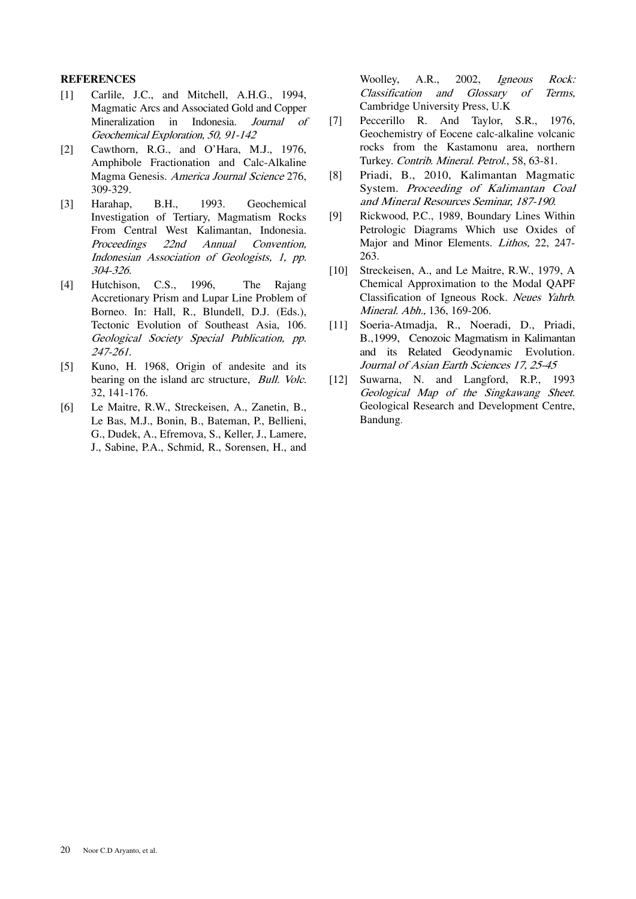## REFERENCES

[1] Carlile, J.C., and Mitchell, A.H.G., 1994, Magmatic Arcs and Associated Gold and Copper Mineralization in Indonesia. *Journal of Geochemical Exploration, 50, 91-142*

[2] Cawthorn, R.G., and O'Hara, M.J., 1976, Amphibole Fractionation and Calc-Alkaline Magma Genesis. *America Journal Science* 276, 309-329.

[3] Harahap, B.H., 1993. Geochemical Investigation of Tertiary, Magmatism Rocks From Central West Kalimantan, Indonesia. *Proceedings 22nd Annual Convention, Indonesian Association of Geologists, 1, pp. 304-326.*

[4] Hutchison, C.S., 1996, The Rajang Accretionary Prism and Lupar Line Problem of Borneo. In: Hall, R., Blundell, D.J. (Eds.), Tectonic Evolution of Southeast Asia, 106. *Geological Society Special Publication, pp. 247-261.*

[5] Kuno, H. 1968, Origin of andesite and its bearing on the island arc structure, *Bull. Volc.* 32, 141-176.

[6] Le Maitre, R.W., Streckeisen, A., Zanetin, B., Le Bas, M.J., Bonin, B., Bateman, P., Bellieni, G., Dudek, A., Efremova, S., Keller, J., Lamere, J., Sabine, P.A., Schmid, R., Sorensen, H., and Woolley, A.R., 2002, *Igneous Rock: Classification and Glossary of Terms,* Cambridge University Press, U.K

[7] Peccerillo R. And Taylor, S.R., 1976, Geochemistry of Eocene calc-alkaline volcanic rocks from the Kastamonu area, northern Turkey. *Contrib. Mineral. Petrol.*, 58, 63-81.

[8] Priadi, B., 2010, Kalimantan Magmatic System. *Proceeding of Kalimantan Coal and Mineral Resources Seminar, 187-190.*

[9] Rickwood, P.C., 1989, Boundary Lines Within Petrologic Diagrams Which use Oxides of Major and Minor Elements. *Lithos,* 22, 247-263.

[10] Streckeisen, A., and Le Maitre, R.W., 1979, A Chemical Approximation to the Modal QAPF Classification of Igneous Rock. *Neues Yahrb. Mineral. Abh.,* 136, 169-206.

[11] Soeria-Atmadja, R., Noeradi, D., Priadi, B.,1999, Cenozoic Magmatism in Kalimantan and its Related Geodynamic Evolution. *Journal of Asian Earth Sciences 17, 25-45*

[12] Suwarna, N. and Langford, R.P., 1993 *Geological Map of the Singkawang Sheet.* Geological Research and Development Centre, Bandung.